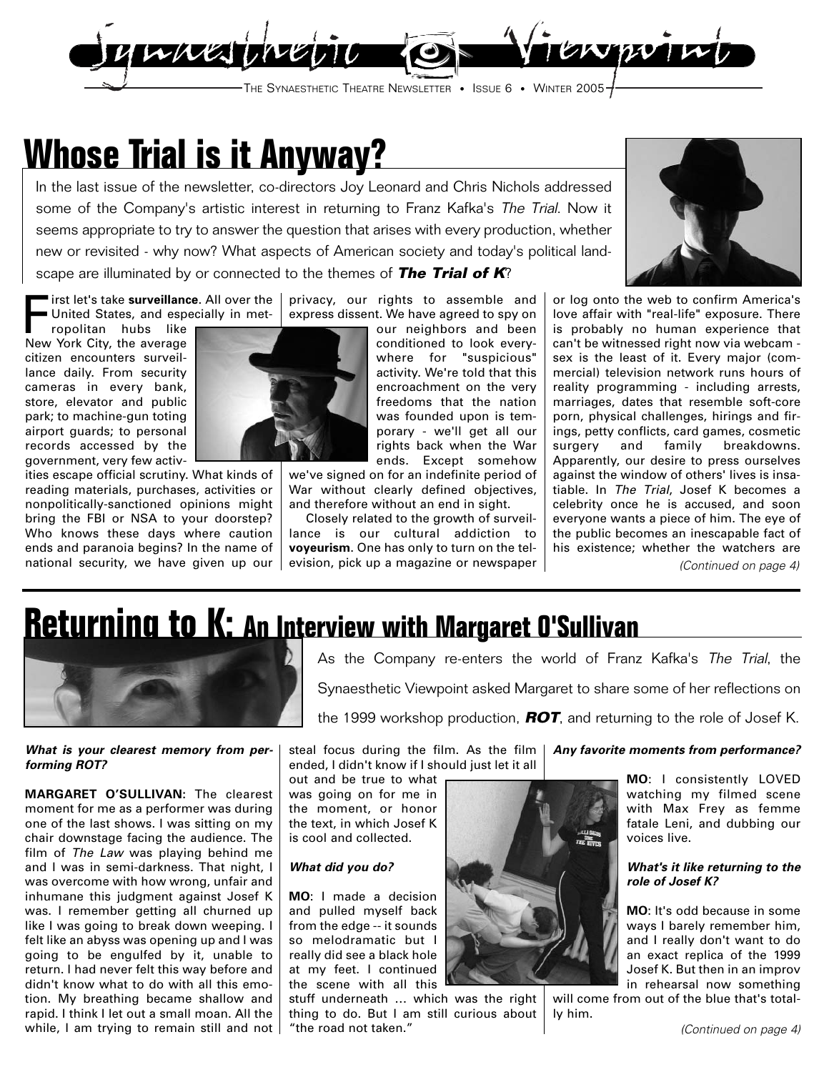# Synaesthetic Viewpoint

THE SYNAESTHETIC THEATRE NEWSLETTER • ISSUE 6 • WINTER 2005

# Whose Trial is it Anyway?

In the last issue of the newsletter, co-directors Joy Leonard and Chris Nichols addressed some of the Company's artistic interest in returning to Franz Kafka's *The Trial*. Now it seems appropriate to try to answer the question that arises with every production, whether new or revisited - why now? What aspects of American society and today's political landscape are illuminated by or connected to the themes of ***The Trial of K***?

First let's take **surveillance**. All over the United States, and especially in metropolitan hubs like New York City, the average citizen encounters surveillance daily. From security cameras in every bank, store, elevator and public park; to machine-gun toting airport guards; to personal records accessed by the government, very few activities escape official scrutiny. What kinds of reading materials, purchases, activities or nonpolitically-sanctioned opinions might bring the FBI or NSA to your doorstep? Who knows these days where caution ends and paranoia begins? In the name of national security, we have given up our privacy, our rights to assemble and express dissent. We have agreed to spy on our neighbors and been conditioned to look everywhere for "suspicious" activity. We're told that this encroachment on the very freedoms that the nation was founded upon is temporary - we'll get all our rights back when the War ends. Except somehow we've signed on for an indefinite period of War without clearly defined objectives, and therefore without an end in sight.

Closely related to the growth of surveillance is our cultural addiction to **voyeurism**. One has only to turn on the television, pick up a magazine or newspaper or log onto the web to confirm America's love affair with "real-life" exposure. There is probably no human experience that can't be witnessed right now via webcam - sex is the least of it. Every major (commercial) television network runs hours of reality programming - including arrests, marriages, dates that resemble soft-core porn, physical challenges, hirings and firings, petty conflicts, card games, cosmetic surgery and family breakdowns. Apparently, our desire to press ourselves against the window of others' lives is insatiable. In *The Trial*, Josef K becomes a celebrity once he is accused, and soon everyone wants a piece of him. The eye of the public becomes an inescapable fact of his existence; whether the watchers are

*(Continued on page 4)*

# Returning to K: An Interview with Margaret O'Sullivan

As the Company re-enters the world of Franz Kafka's *The Trial*, the Synaesthetic Viewpoint asked Margaret to share some of her reflections on the 1999 workshop production, ***ROT***, and returning to the role of Josef K.

***What is your clearest memory from performing ROT?***

**MARGARET O'SULLIVAN:** The clearest moment for me as a performer was during one of the last shows. I was sitting on my chair downstage facing the audience. The film of *The Law* was playing behind me and I was in semi-darkness. That night, I was overcome with how wrong, unfair and inhumane this judgment against Josef K was. I remember getting all churned up like I was going to break down weeping. I felt like an abyss was opening up and I was going to be engulfed by it, unable to return. I had never felt this way before and didn't know what to do with all this emotion. My breathing became shallow and rapid. I think I let out a small moan. All the while, I am trying to remain still and not steal focus during the film. As the film ended, I didn't know if I should just let it all out and be true to what was going on for me in the moment, or honor the text, in which Josef K is cool and collected.

***What did you do?***

**MO**: I made a decision and pulled myself back from the edge -- it sounds so melodramatic but I really did see a black hole at my feet. I continued the scene with all this stuff underneath ... which was the right thing to do. But I am still curious about "the road not taken."

***Any favorite moments from performance?***

**MO**: I consistently LOVED watching my filmed scene with Max Frey as femme fatale Leni, and dubbing our voices live.

***What's it like returning to the role of Josef K?***

**MO**: It's odd because in some ways I barely remember him, and I really don't want to do an exact replica of the 1999 Josef K. But then in an improv in rehearsal now something will come from out of the blue that's totally him.

*(Continued on page 4)*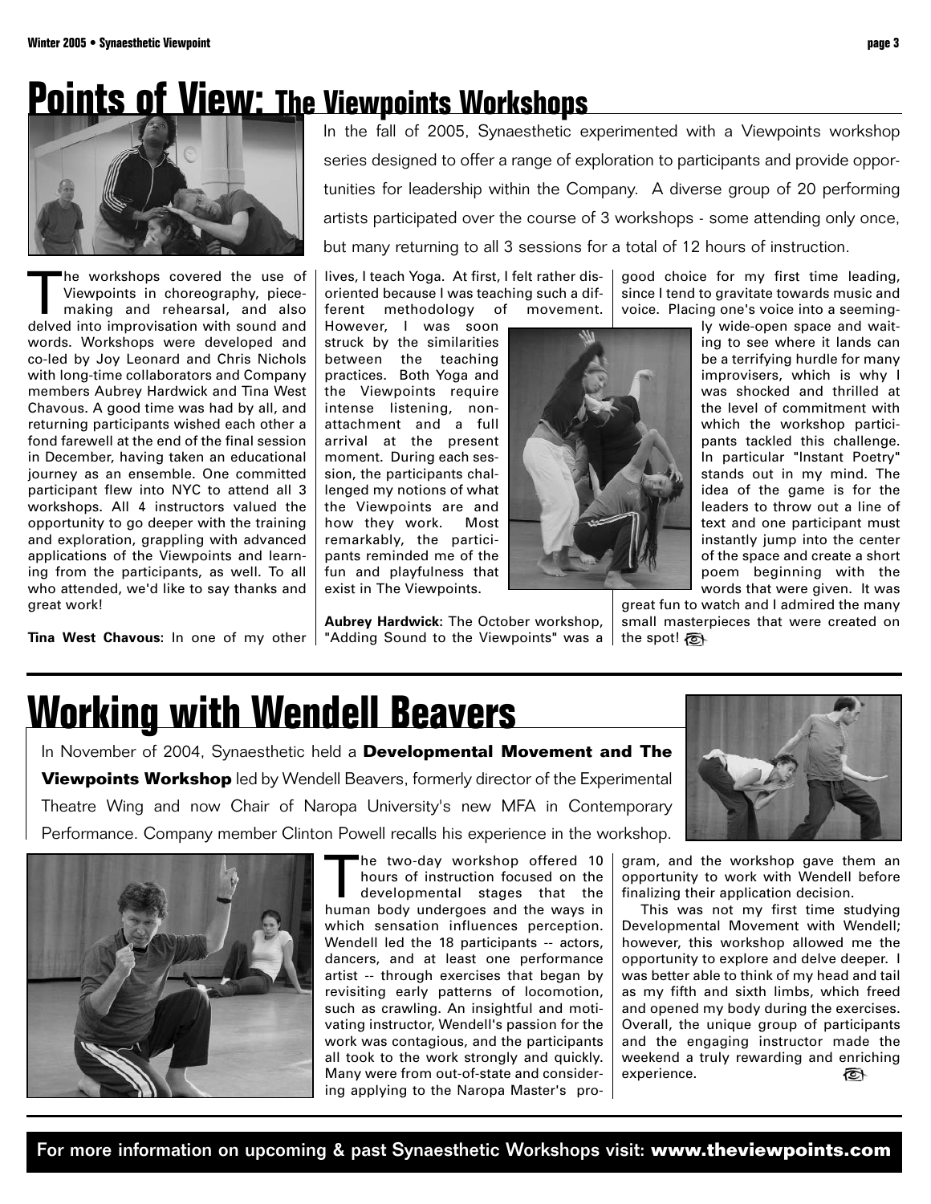# Points of View: The Viewpoints Workshops

In the fall of 2005, Synaesthetic experimented with a Viewpoints workshop series designed to offer a range of exploration to participants and provide opportunities for leadership within the Company. A diverse group of 20 performing artists participated over the course of 3 workshops - some attending only once, but many returning to all 3 sessions for a total of 12 hours of instruction.

The workshops covered the use of Viewpoints in choreography, piece-making and rehearsal, and also delved into improvisation with sound and words. Workshops were developed and co-led by Joy Leonard and Chris Nichols with long-time collaborators and Company members Aubrey Hardwick and Tina West Chavous. A good time was had by all, and returning participants wished each other a fond farewell at the end of the final session in December, having taken an educational journey as an ensemble. One committed participant flew into NYC to attend all 3 workshops. All 4 instructors valued the opportunity to go deeper with the training and exploration, grappling with advanced applications of the Viewpoints and learning from the participants, as well. To all who attended, we'd like to say thanks and great work!

**Tina West Chavous:** In one of my other lives, I teach Yoga. At first, I felt rather disoriented because I was teaching such a different methodology of movement. However, I was soon struck by the similarities between the teaching practices. Both Yoga and the Viewpoints require intense listening, non-attachment and a full arrival at the present moment. During each session, the participants challenged my notions of what the Viewpoints are and how they work. Most remarkably, the participants reminded me of the fun and playfulness that exist in The Viewpoints.

**Aubrey Hardwick:** The October workshop, "Adding Sound to the Viewpoints" was a good choice for my first time leading, since I tend to gravitate towards music and voice. Placing one's voice into a seemingly wide-open space and waiting to see where it lands can be a terrifying hurdle for many improvisers, which is why I was shocked and thrilled at the level of commitment with which the workshop participants tackled this challenge. In particular "Instant Poetry" stands out in my mind. The idea of the game is for the leaders to throw out a line of text and one participant must instantly jump into the center of the space and create a short poem beginning with the words that were given. It was great fun to watch and I admired the many small masterpieces that were created on the spot!

# Working with Wendell Beavers

In November of 2004, Synaesthetic held a **Developmental Movement and The Viewpoints Workshop** led by Wendell Beavers, formerly director of the Experimental Theatre Wing and now Chair of Naropa University's new MFA in Contemporary Performance. Company member Clinton Powell recalls his experience in the workshop.

The two-day workshop offered 10 hours of instruction focused on the developmental stages that the human body undergoes and the ways in which sensation influences perception. Wendell led the 18 participants -- actors, dancers, and at least one performance artist -- through exercises that began by revisiting early patterns of locomotion, such as crawling. An insightful and motivating instructor, Wendell's passion for the work was contagious, and the participants all took to the work strongly and quickly. Many were from out-of-state and considering applying to the Naropa Master's program, and the workshop gave them an opportunity to work with Wendell before finalizing their application decision.

This was not my first time studying Developmental Movement with Wendell; however, this workshop allowed me the opportunity to explore and delve deeper. I was better able to think of my head and tail as my fifth and sixth limbs, which freed and opened my body during the exercises. Overall, the unique group of participants and the engaging instructor made the weekend a truly rewarding and enriching experience.

**For more information on upcoming & past Synaesthetic Workshops visit: www.theviewpoints.com**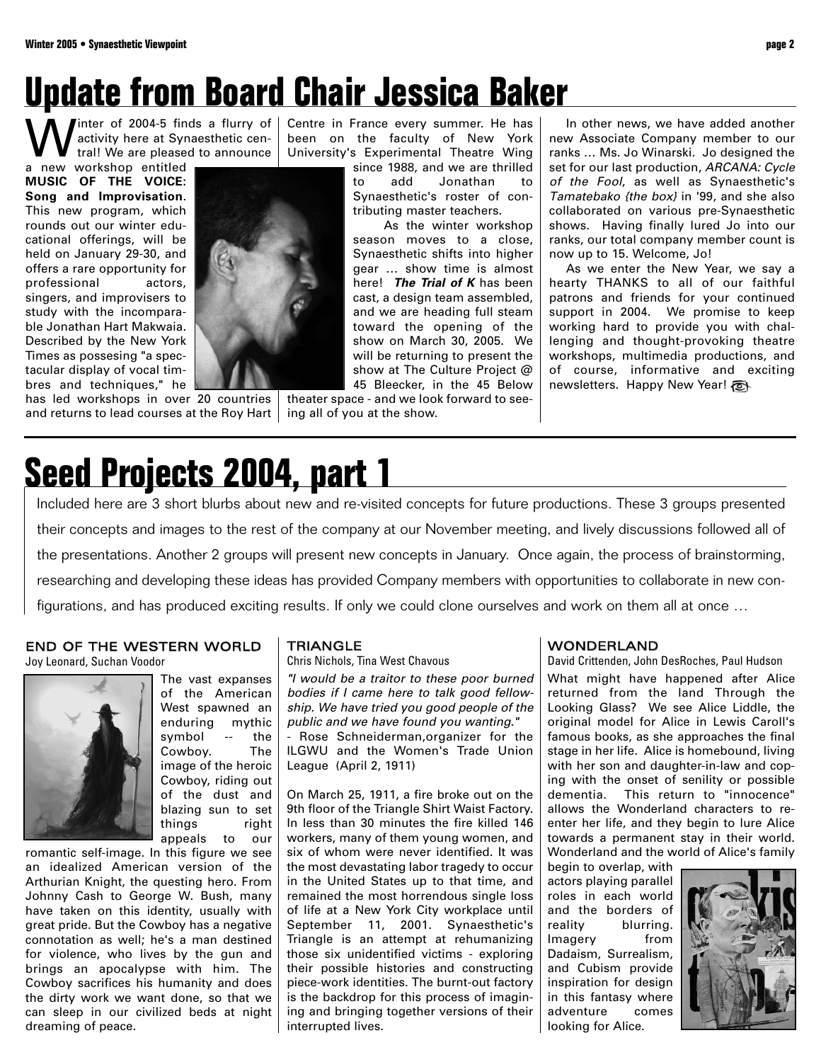# Update from Board Chair Jessica Baker

Winter of 2004-5 finds a flurry of activity here at Synaesthetic central! We are pleased to announce a new workshop entitled **MUSIC OF THE VOICE: Song and Improvisation**. This new program, which rounds out our winter educational offerings, will be held on January 29-30, and offers a rare opportunity for professional actors, singers, and improvisers to study with the incomparable Jonathan Hart Makwaia. Described by the New York Times as possesing "a spectacular display of vocal timbres and techniques," he has led workshops in over 20 countries and returns to lead courses at the Roy Hart Centre in France every summer. He has been on the faculty of New York University's Experimental Theatre Wing since 1988, and we are thrilled to add Jonathan to Synaesthetic's roster of contributing master teachers.

As the winter workshop season moves to a close, Synaesthetic shifts into higher gear … show time is almost here! ***The Trial of K*** has been cast, a design team assembled, and we are heading full steam toward the opening of the show on March 30, 2005. We will be returning to present the show at The Culture Project @ 45 Bleecker, in the 45 Below theater space - and we look forward to seeing all of you at the show.

In other news, we have added another new Associate Company member to our ranks … Ms. Jo Winarski. Jo designed the set for our last production, *ARCANA: Cycle of the Fool*, as well as Synaesthetic's *Tamatebako {the box}* in '99, and she also collaborated on various pre-Synaesthetic shows. Having finally lured Jo into our ranks, our total company member count is now up to 15. Welcome, Jo!

As we enter the New Year, we say a hearty THANKS to all of our faithful patrons and friends for your continued support in 2004. We promise to keep working hard to provide you with challenging and thought-provoking theatre workshops, multimedia productions, and of course, informative and exciting newsletters. Happy New Year!

# Seed Projects 2004, part 1

Included here are 3 short blurbs about new and re-visited concepts for future productions. These 3 groups presented their concepts and images to the rest of the company at our November meeting, and lively discussions followed all of the presentations. Another 2 groups will present new concepts in January. Once again, the process of brainstorming, researching and developing these ideas has provided Company members with opportunities to collaborate in new configurations, and has produced exciting results. If only we could clone ourselves and work on them all at once …

### END OF THE WESTERN WORLD

Joy Leonard, Suchan Voodor

The vast expanses of the American West spawned an enduring mythic symbol -- the Cowboy. The image of the heroic Cowboy, riding out of the dust and blazing sun to set things right appeals to our romantic self-image. In this figure we see an idealized American version of the Arthurian Knight, the questing hero. From Johnny Cash to George W. Bush, many have taken on this identity, usually with great pride. But the Cowboy has a negative connotation as well; he's a man destined for violence, who lives by the gun and brings an apocalypse with him. The Cowboy sacrifices his humanity and does the dirty work we want done, so that we can sleep in our civilized beds at night dreaming of peace.

### TRIANGLE

Chris Nichols, Tina West Chavous

*"I would be a traitor to these poor burned bodies if I came here to talk good fellowship. We have tried you good people of the public and we have found you wanting."*

- Rose Schneiderman,organizer for the ILGWU and the Women's Trade Union League (April 2, 1911)

On March 25, 1911, a fire broke out on the 9th floor of the Triangle Shirt Waist Factory. In less than 30 minutes the fire killed 146 workers, many of them young women, and six of whom were never identified. It was the most devastating labor tragedy to occur in the United States up to that time, and remained the most horrendous single loss of life at a New York City workplace until September 11, 2001. Synaesthetic's Triangle is an attempt at rehumanizing those six unidentified victims - exploring their possible histories and constructing piece-work identities. The burnt-out factory is the backdrop for this process of imagining and bringing together versions of their interrupted lives.

### WONDERLAND

David Crittenden, John DesRoches, Paul Hudson

What might have happened after Alice returned from the land Through the Looking Glass? We see Alice Liddle, the original model for Alice in Lewis Caroll's famous books, as she approaches the final stage in her life. Alice is homebound, living with her son and daughter-in-law and coping with the onset of senility or possible dementia. This return to "innocence" allows the Wonderland characters to re-enter her life, and they begin to lure Alice towards a permanent stay in their world. Wonderland and the world of Alice's family begin to overlap, with actors playing parallel roles in each world and the borders of reality blurring. Imagery from Dadaism, Surrealism, and Cubism provide inspiration for design in this fantasy where adventure comes looking for Alice.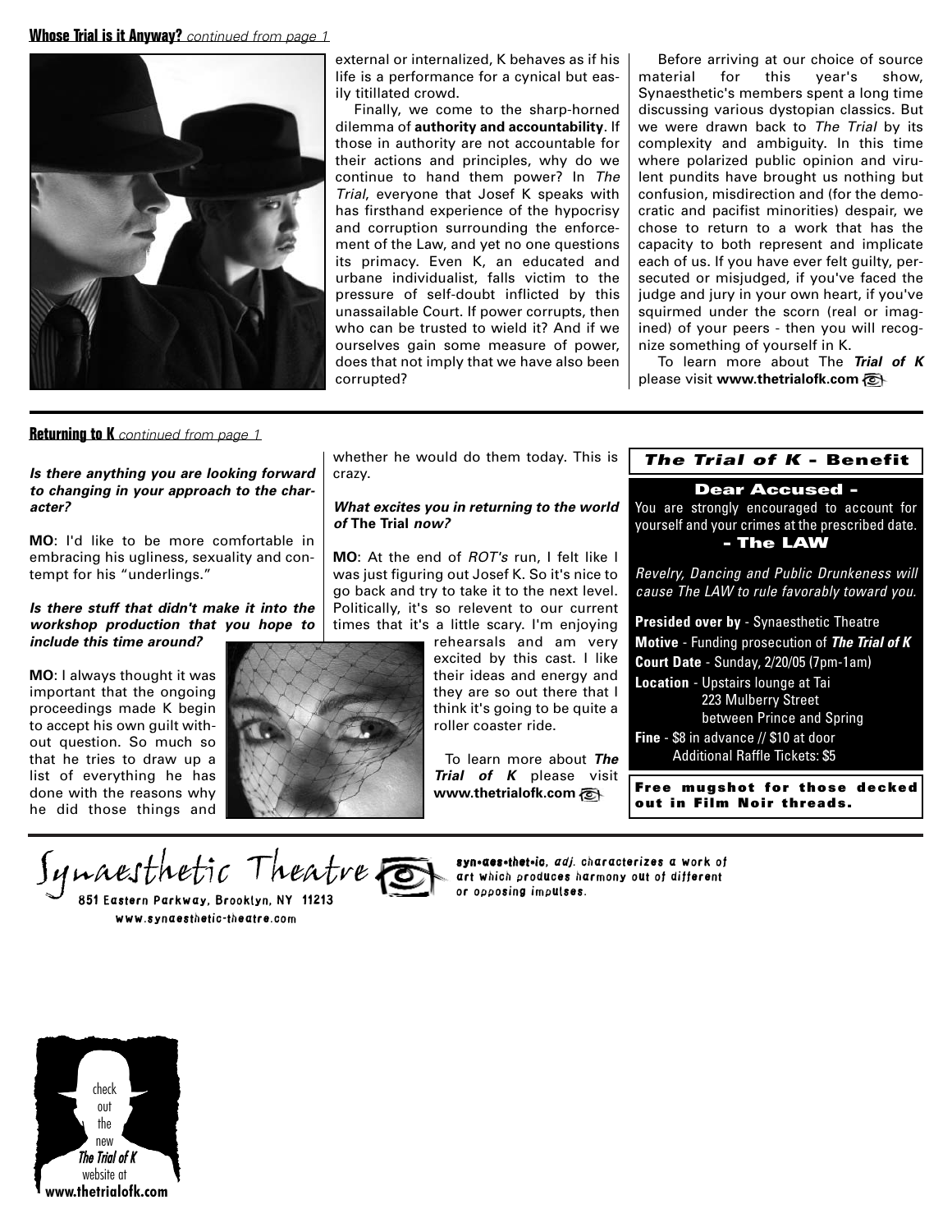**Whose Trial is it Anyway?** *continued from page 1*

external or internalized, K behaves as if his life is a performance for a cynical but easily titillated crowd.

Finally, we come to the sharp-horned dilemma of **authority and accountability**. If those in authority are not accountable for their actions and principles, why do we continue to hand them power? In *The Trial*, everyone that Josef K speaks with has firsthand experience of the hypocrisy and corruption surrounding the enforcement of the Law, and yet no one questions its primacy. Even K, an educated and urbane individualist, falls victim to the pressure of self-doubt inflicted by this unassailable Court. If power corrupts, then who can be trusted to wield it? And if we ourselves gain some measure of power, does that not imply that we have also been corrupted?

Before arriving at our choice of source material for this year's show, Synaesthetic's members spent a long time discussing various dystopian classics. But we were drawn back to *The Trial* by its complexity and ambiguity. In this time where polarized public opinion and virulent pundits have brought us nothing but confusion, misdirection and (for the democratic and pacifist minorities) despair, we chose to return to a work that has the capacity to both represent and implicate each of us. If you have ever felt guilty, persecuted or misjudged, if you've faced the judge and jury in your own heart, if you've squirmed under the scorn (real or imagined) of your peers - then you will recognize something of yourself in K.

To learn more about The ***Trial of K*** please visit **www.thetrialofk.com**

**Returning to K** *continued from page 1*

***Is there anything you are looking forward to changing in your approach to the character?***

**MO**: I'd like to be more comfortable in embracing his ugliness, sexuality and contempt for his "underlings."

***Is there stuff that didn't make it into the workshop production that you hope to include this time around?***

**MO**: I always thought it was important that the ongoing proceedings made K begin to accept his own guilt without question. So much so that he tries to draw up a list of everything he has done with the reasons why he did those things and whether he would do them today. This is crazy.

***What excites you in returning to the world of* The Trial *now?***

**MO**: At the end of *ROT's* run, I felt like I was just figuring out Josef K. So it's nice to go back and try to take it to the next level. Politically, it's so relevent to our current times that it's a little scary. I'm enjoying rehearsals and am very excited by this cast. I like their ideas and energy and they are so out there that I think it's going to be quite a roller coaster ride.

To learn more about ***The Trial of K*** please visit **www.thetrialofk.com**

## *The Trial of K* - Benefit

**Dear Accused -**

You are strongly encouraged to account for yourself and your crimes at the prescribed date.
**- The LAW**

*Revelry, Dancing and Public Drunkeness will cause The LAW to rule favorably toward you.*

**Presided over by** - Synaesthetic Theatre
**Motive** - Funding prosecution of ***The Trial of K***
**Court Date** - Sunday, 2/20/05 (7pm-1am)
**Location** - Upstairs lounge at Tai
223 Mulberry Street
between Prince and Spring
**Fine** - $8 in advance // $10 at door
Additional Raffle Tickets: $5

**Free mugshot for those decked out in Film Noir threads.**

Synaesthetic Theatre
851 Eastern Parkway, Brooklyn, NY 11213
www.synaesthetic-theatre.com

**syn•aes•thet•ic**, *adj.* characterizes a work of art which produces harmony out of different or opposing impulses.

check out the new *The Trial of K* website at **www.thetrialofk.com**